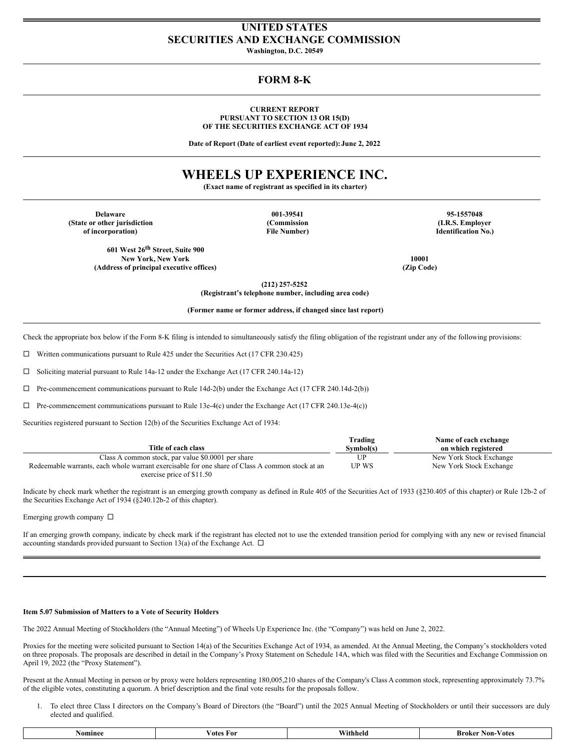# UNITED STATES
# SECURITIES AND EXCHANGE COMMISSION

**Washington, D.C. 20549**

## FORM 8-K

**CURRENT REPORT**
**PURSUANT TO SECTION 13 OR 15(D)**
**OF THE SECURITIES EXCHANGE ACT OF 1934**

**Date of Report (Date of earliest event reported): June 2, 2022**

# WHEELS UP EXPERIENCE INC.

**(Exact name of registrant as specified in its charter)**

| Delaware | 001-39541 | 95-1557048 |
|---|---|---|
| (State or other jurisdiction of incorporation) | (Commission File Number) | (I.R.S. Employer Identification No.) |

| 601 West 26th Street, Suite 900 New York, New York | 10001 |
|---|---|
| (Address of principal executive offices) | (Zip Code) |

**(212) 257-5252**
**(Registrant's telephone number, including area code)**

**(Former name or former address, if changed since last report)**

Check the appropriate box below if the Form 8-K filing is intended to simultaneously satisfy the filing obligation of the registrant under any of the following provisions:

☐ Written communications pursuant to Rule 425 under the Securities Act (17 CFR 230.425)

☐ Soliciting material pursuant to Rule 14a-12 under the Exchange Act (17 CFR 240.14a-12)

☐ Pre-commencement communications pursuant to Rule 14d-2(b) under the Exchange Act (17 CFR 240.14d-2(b))

☐ Pre-commencement communications pursuant to Rule 13e-4(c) under the Exchange Act (17 CFR 240.13e-4(c))

Securities registered pursuant to Section 12(b) of the Securities Exchange Act of 1934:

| Title of each class | Trading Symbol(s) | Name of each exchange on which registered |
|---|---|---|
| Class A common stock, par value $0.0001 per share | UP | New York Stock Exchange |
| Redeemable warrants, each whole warrant exercisable for one share of Class A common stock at an exercise price of $11.50 | UP WS | New York Stock Exchange |

Indicate by check mark whether the registrant is an emerging growth company as defined in Rule 405 of the Securities Act of 1933 (§230.405 of this chapter) or Rule 12b-2 of the Securities Exchange Act of 1934 (§240.12b-2 of this chapter).

Emerging growth company ☐

If an emerging growth company, indicate by check mark if the registrant has elected not to use the extended transition period for complying with any new or revised financial accounting standards provided pursuant to Section 13(a) of the Exchange Act. ☐

**Item 5.07 Submission of Matters to a Vote of Security Holders**

The 2022 Annual Meeting of Stockholders (the "Annual Meeting") of Wheels Up Experience Inc. (the "Company") was held on June 2, 2022.

Proxies for the meeting were solicited pursuant to Section 14(a) of the Securities Exchange Act of 1934, as amended. At the Annual Meeting, the Company's stockholders voted on three proposals. The proposals are described in detail in the Company's Proxy Statement on Schedule 14A, which was filed with the Securities and Exchange Commission on April 19, 2022 (the "Proxy Statement").

Present at the Annual Meeting in person or by proxy were holders representing 180,005,210 shares of the Company's Class A common stock, representing approximately 73.7% of the eligible votes, constituting a quorum. A brief description and the final vote results for the proposals follow.

1. To elect three Class I directors on the Company's Board of Directors (the "Board") until the 2025 Annual Meeting of Stockholders or until their successors are duly elected and qualified.

| Nominee | Votes For | Withheld | Broker Non-Votes |
|---|---|---|---|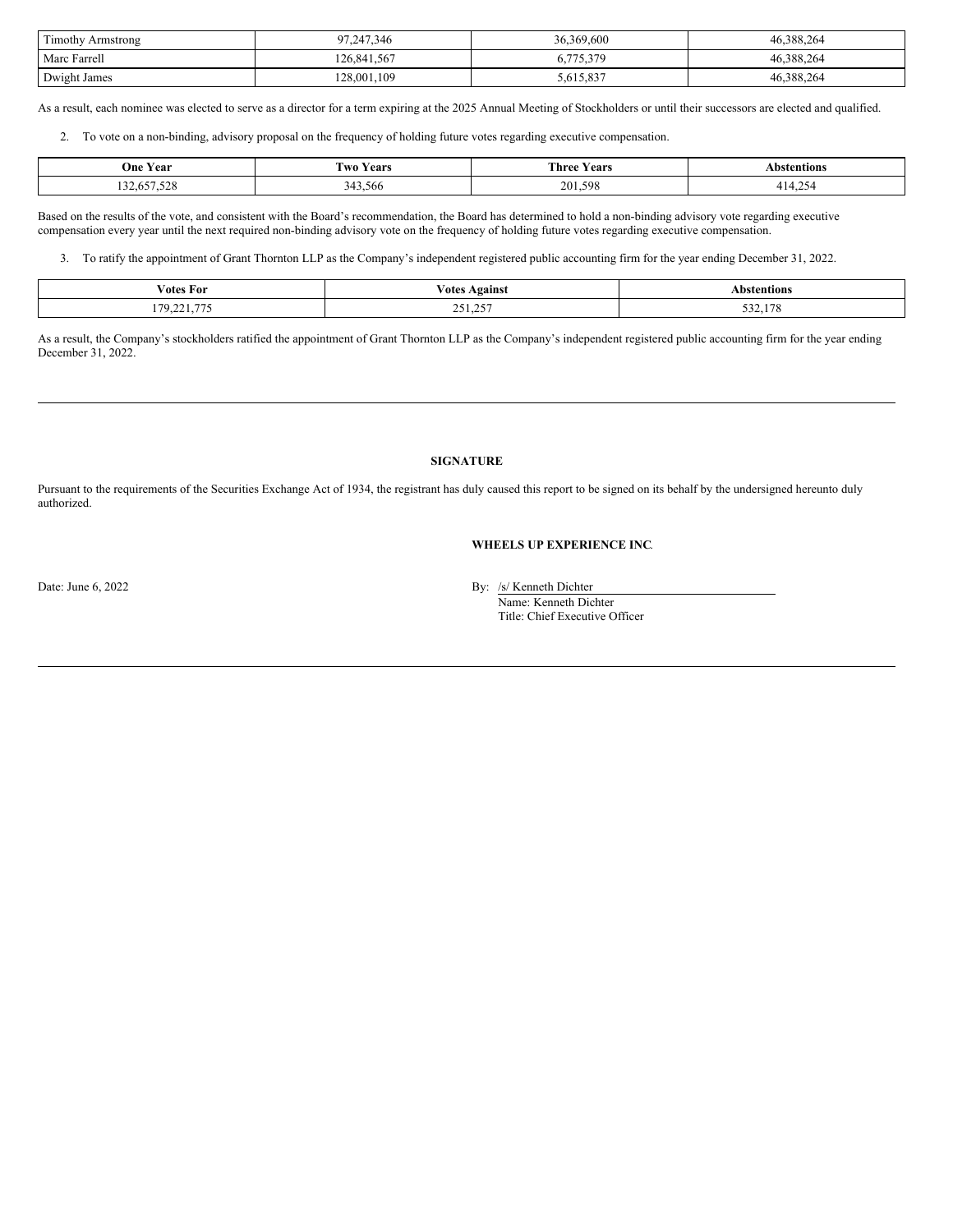| | | | |
|---|---|---|---|
| Timothy Armstrong | 97,247,346 | 36,369,600 | 46,388,264 |
| Marc Farrell | 126,841,567 | 6,775,379 | 46,388,264 |
| Dwight James | 128,001,109 | 5,615,837 | 46,388,264 |

As a result, each nominee was elected to serve as a director for a term expiring at the 2025 Annual Meeting of Stockholders or until their successors are elected and qualified.

2. To vote on a non-binding, advisory proposal on the frequency of holding future votes regarding executive compensation.

| One Year | Two Years | Three Years | Abstentions |
|---|---|---|---|
| 132,657,528 | 343,566 | 201,598 | 414,254 |

Based on the results of the vote, and consistent with the Board's recommendation, the Board has determined to hold a non-binding advisory vote regarding executive compensation every year until the next required non-binding advisory vote on the frequency of holding future votes regarding executive compensation.

3. To ratify the appointment of Grant Thornton LLP as the Company's independent registered public accounting firm for the year ending December 31, 2022.

| Votes For | Votes Against | Abstentions |
|---|---|---|
| 179,221,775 | 251,257 | 532,178 |

As a result, the Company's stockholders ratified the appointment of Grant Thornton LLP as the Company's independent registered public accounting firm for the year ending December 31, 2022.

---

**SIGNATURE**

Pursuant to the requirements of the Securities Exchange Act of 1934, the registrant has duly caused this report to be signed on its behalf by the undersigned hereunto duly authorized.

**WHEELS UP EXPERIENCE INC.**

Date: June 6, 2022

By: /s/ Kenneth Dichter
Name: Kenneth Dichter
Title: Chief Executive Officer